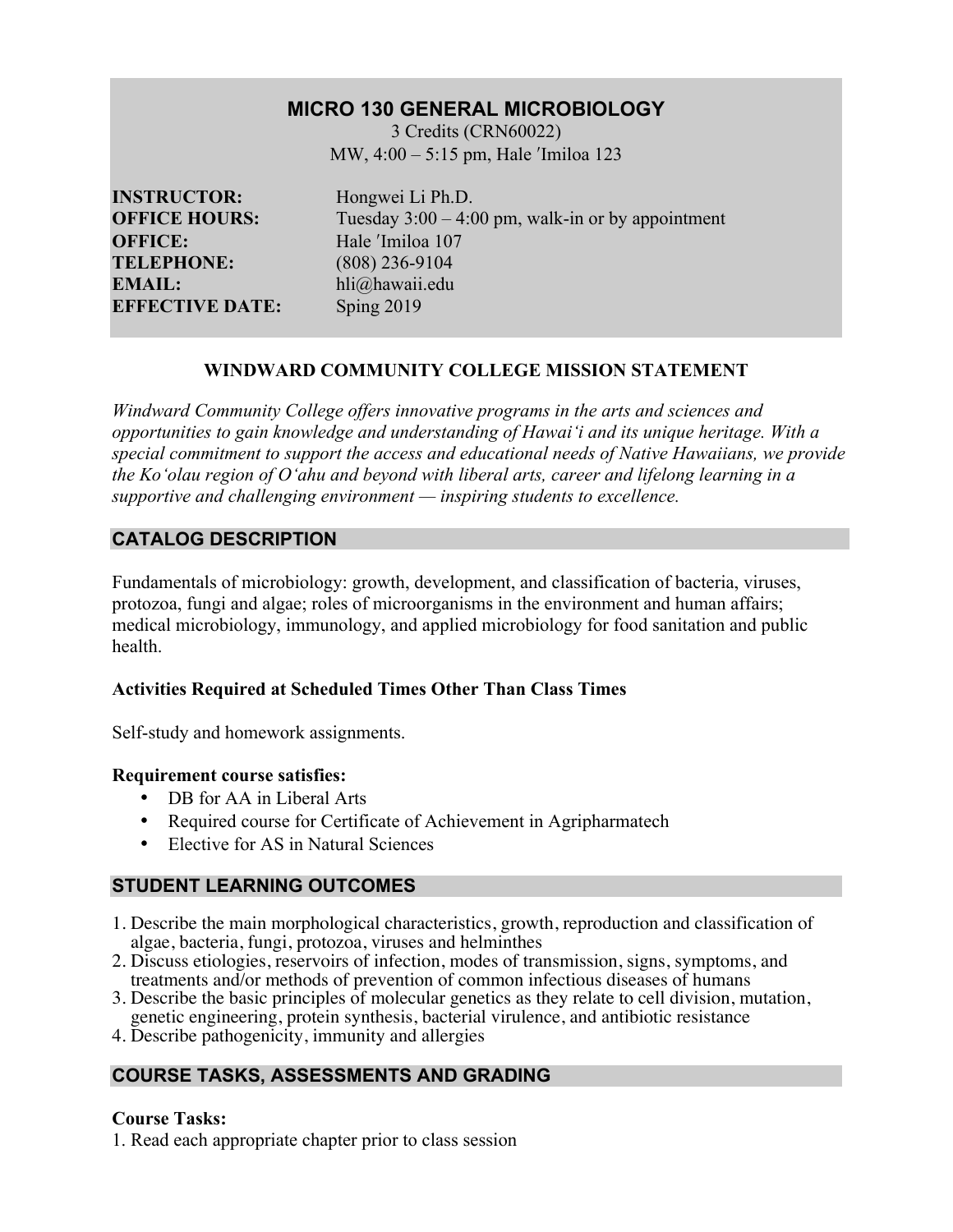# MICRO 130 GENERAL MICROBIOLOGY

3 Credits (CRN60022)
MW, 4:00 – 5:15 pm, Hale ʻImiloa 123

**INSTRUCTOR:** Hongwei Li Ph.D.
**OFFICE HOURS:** Tuesday 3:00 – 4:00 pm, walk-in or by appointment
**OFFICE:** Hale ʻImiloa 107
**TELEPHONE:** (808) 236-9104
**EMAIL:** hli@hawaii.edu
**EFFECTIVE DATE:** Sping 2019

## WINDWARD COMMUNITY COLLEGE MISSION STATEMENT

*Windward Community College offers innovative programs in the arts and sciences and opportunities to gain knowledge and understanding of Hawaiʻi and its unique heritage. With a special commitment to support the access and educational needs of Native Hawaiians, we provide the Koʻolau region of Oʻahu and beyond with liberal arts, career and lifelong learning in a supportive and challenging environment — inspiring students to excellence.*

## CATALOG DESCRIPTION

Fundamentals of microbiology: growth, development, and classification of bacteria, viruses, protozoa, fungi and algae; roles of microorganisms in the environment and human affairs; medical microbiology, immunology, and applied microbiology for food sanitation and public health.

### Activities Required at Scheduled Times Other Than Class Times

Self-study and homework assignments.

### Requirement course satisfies:

- DB for AA in Liberal Arts
- Required course for Certificate of Achievement in Agripharmatech
- Elective for AS in Natural Sciences

## STUDENT LEARNING OUTCOMES

1. Describe the main morphological characteristics, growth, reproduction and classification of algae, bacteria, fungi, protozoa, viruses and helminthes
2. Discuss etiologies, reservoirs of infection, modes of transmission, signs, symptoms, and treatments and/or methods of prevention of common infectious diseases of humans
3. Describe the basic principles of molecular genetics as they relate to cell division, mutation, genetic engineering, protein synthesis, bacterial virulence, and antibiotic resistance
4. Describe pathogenicity, immunity and allergies

## COURSE TASKS, ASSESSMENTS AND GRADING

### Course Tasks:

1. Read each appropriate chapter prior to class session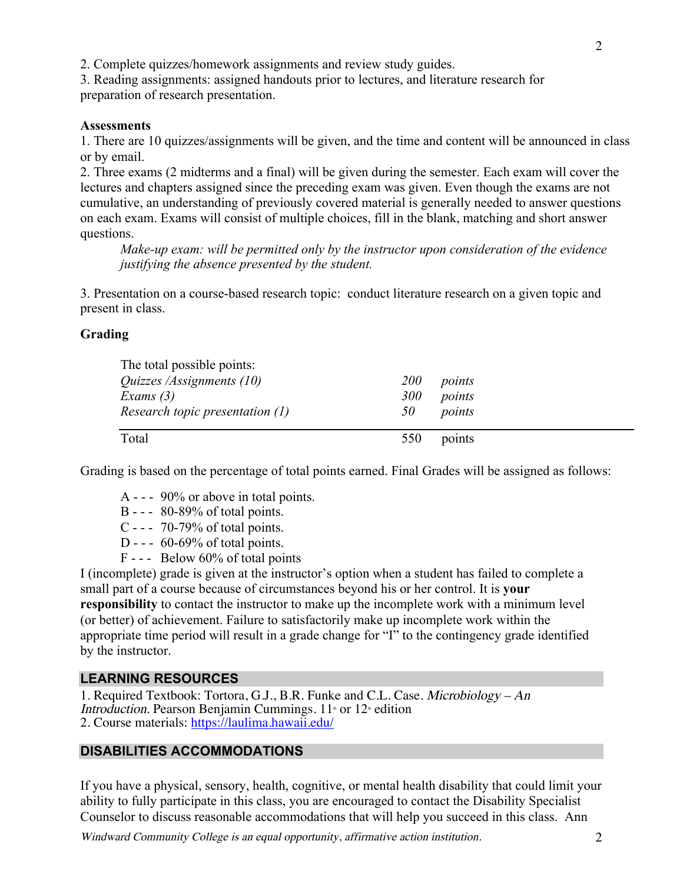2. Complete quizzes/homework assignments and review study guides.
3. Reading assignments: assigned handouts prior to lectures, and literature research for preparation of research presentation.

**Assessments**

1. There are 10 quizzes/assignments will be given, and the time and content will be announced in class or by email.
2. Three exams (2 midterms and a final) will be given during the semester. Each exam will cover the lectures and chapters assigned since the preceding exam was given. Even though the exams are not cumulative, an understanding of previously covered material is generally needed to answer questions on each exam. Exams will consist of multiple choices, fill in the blank, matching and short answer questions.

   *Make-up exam: will be permitted only by the instructor upon consideration of the evidence justifying the absence presented by the student.*

3. Presentation on a course-based research topic: conduct literature research on a given topic and present in class.

**Grading**

| The total possible points: | | |
|---|---|---|
| *Quizzes /Assignments (10)* | *200* | *points* |
| *Exams (3)* | *300* | *points* |
| *Research topic presentation (1)* | *50* | *points* |
| Total | 550 | points |

Grading is based on the percentage of total points earned. Final Grades will be assigned as follows:

- A - - - 90% or above in total points.
- B - - - 80-89% of total points.
- C - - - 70-79% of total points.
- D - - - 60-69% of total points.
- F - - - Below 60% of total points

I (incomplete) grade is given at the instructor's option when a student has failed to complete a small part of a course because of circumstances beyond his or her control. It is **your responsibility** to contact the instructor to make up the incomplete work with a minimum level (or better) of achievement. Failure to satisfactorily make up incomplete work within the appropriate time period will result in a grade change for "I" to the contingency grade identified by the instructor.

## LEARNING RESOURCES

1. Required Textbook: Tortora, G.J., B.R. Funke and C.L. Case. *Microbiology – An Introduction*. Pearson Benjamin Cummings. 11th or 12th edition
2. Course materials: https://laulima.hawaii.edu/

## DISABILITIES ACCOMMODATIONS

If you have a physical, sensory, health, cognitive, or mental health disability that could limit your ability to fully participate in this class, you are encouraged to contact the Disability Specialist Counselor to discuss reasonable accommodations that will help you succeed in this class. Ann

*Windward Community College is an equal opportunity, affirmative action institution.*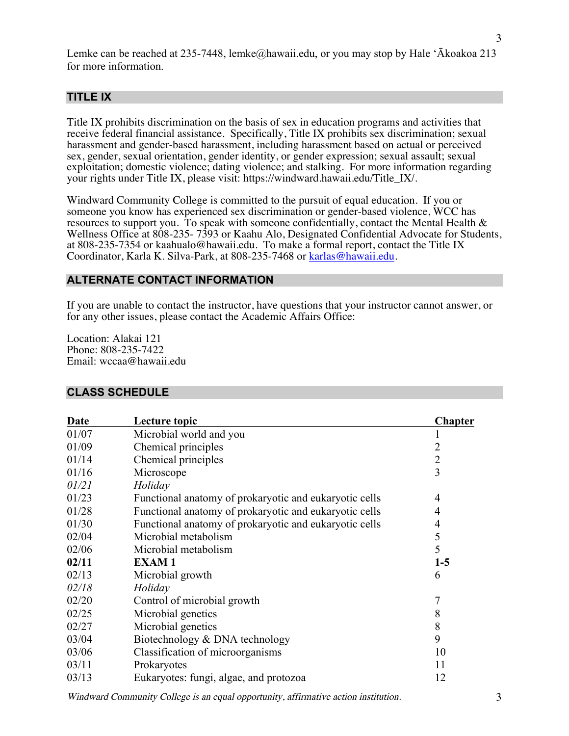Lemke can be reached at 235-7448, lemke@hawaii.edu, or you may stop by Hale ʻĀkoakoa 213 for more information.

## TITLE IX

Title IX prohibits discrimination on the basis of sex in education programs and activities that receive federal financial assistance. Specifically, Title IX prohibits sex discrimination; sexual harassment and gender-based harassment, including harassment based on actual or perceived sex, gender, sexual orientation, gender identity, or gender expression; sexual assault; sexual exploitation; domestic violence; dating violence; and stalking. For more information regarding your rights under Title IX, please visit: https://windward.hawaii.edu/Title_IX/.

Windward Community College is committed to the pursuit of equal education. If you or someone you know has experienced sex discrimination or gender-based violence, WCC has resources to support you. To speak with someone confidentially, contact the Mental Health & Wellness Office at 808-235- 7393 or Kaahu Alo, Designated Confidential Advocate for Students, at 808-235-7354 or kaahualo@hawaii.edu. To make a formal report, contact the Title IX Coordinator, Karla K. Silva-Park, at 808-235-7468 or karlas@hawaii.edu.

## ALTERNATE CONTACT INFORMATION

If you are unable to contact the instructor, have questions that your instructor cannot answer, or for any other issues, please contact the Academic Affairs Office:

Location: Alakai 121
Phone: 808-235-7422
Email: wccaa@hawaii.edu

## CLASS SCHEDULE

| Date | Lecture topic | Chapter |
|---|---|---|
| 01/07 | Microbial world and you | 1 |
| 01/09 | Chemical principles | 2 |
| 01/14 | Chemical principles | 2 |
| 01/16 | Microscope | 3 |
| *01/21* | *Holiday* | |
| 01/23 | Functional anatomy of prokaryotic and eukaryotic cells | 4 |
| 01/28 | Functional anatomy of prokaryotic and eukaryotic cells | 4 |
| 01/30 | Functional anatomy of prokaryotic and eukaryotic cells | 4 |
| 02/04 | Microbial metabolism | 5 |
| 02/06 | Microbial metabolism | 5 |
| **02/11** | **EXAM 1** | **1-5** |
| 02/13 | Microbial growth | 6 |
| *02/18* | *Holiday* | |
| 02/20 | Control of microbial growth | 7 |
| 02/25 | Microbial genetics | 8 |
| 02/27 | Microbial genetics | 8 |
| 03/04 | Biotechnology & DNA technology | 9 |
| 03/06 | Classification of microorganisms | 10 |
| 03/11 | Prokaryotes | 11 |
| 03/13 | Eukaryotes: fungi, algae, and protozoa | 12 |

*Windward Community College is an equal opportunity, affirmative action institution.*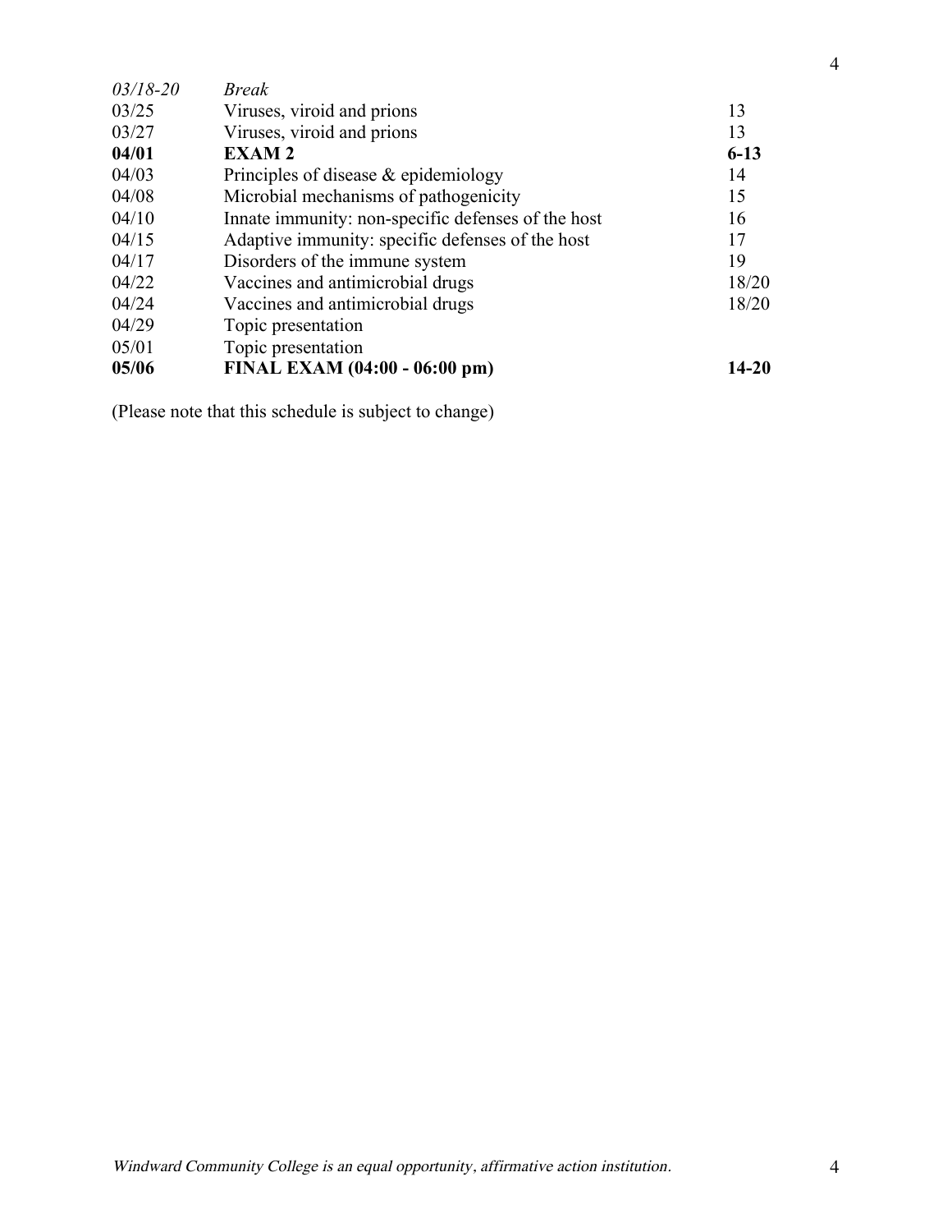| | | |
|---|---|---|
| *03/18-20* | *Break* | |
| 03/25 | Viruses, viroid and prions | 13 |
| 03/27 | Viruses, viroid and prions | 13 |
| **04/01** | **EXAM 2** | **6-13** |
| 04/03 | Principles of disease & epidemiology | 14 |
| 04/08 | Microbial mechanisms of pathogenicity | 15 |
| 04/10 | Innate immunity: non-specific defenses of the host | 16 |
| 04/15 | Adaptive immunity: specific defenses of the host | 17 |
| 04/17 | Disorders of the immune system | 19 |
| 04/22 | Vaccines and antimicrobial drugs | 18/20 |
| 04/24 | Vaccines and antimicrobial drugs | 18/20 |
| 04/29 | Topic presentation | |
| 05/01 | Topic presentation | |
| **05/06** | **FINAL EXAM (04:00 - 06:00 pm)** | **14-20** |

(Please note that this schedule is subject to change)

*Windward Community College is an equal opportunity, affirmative action institution.*